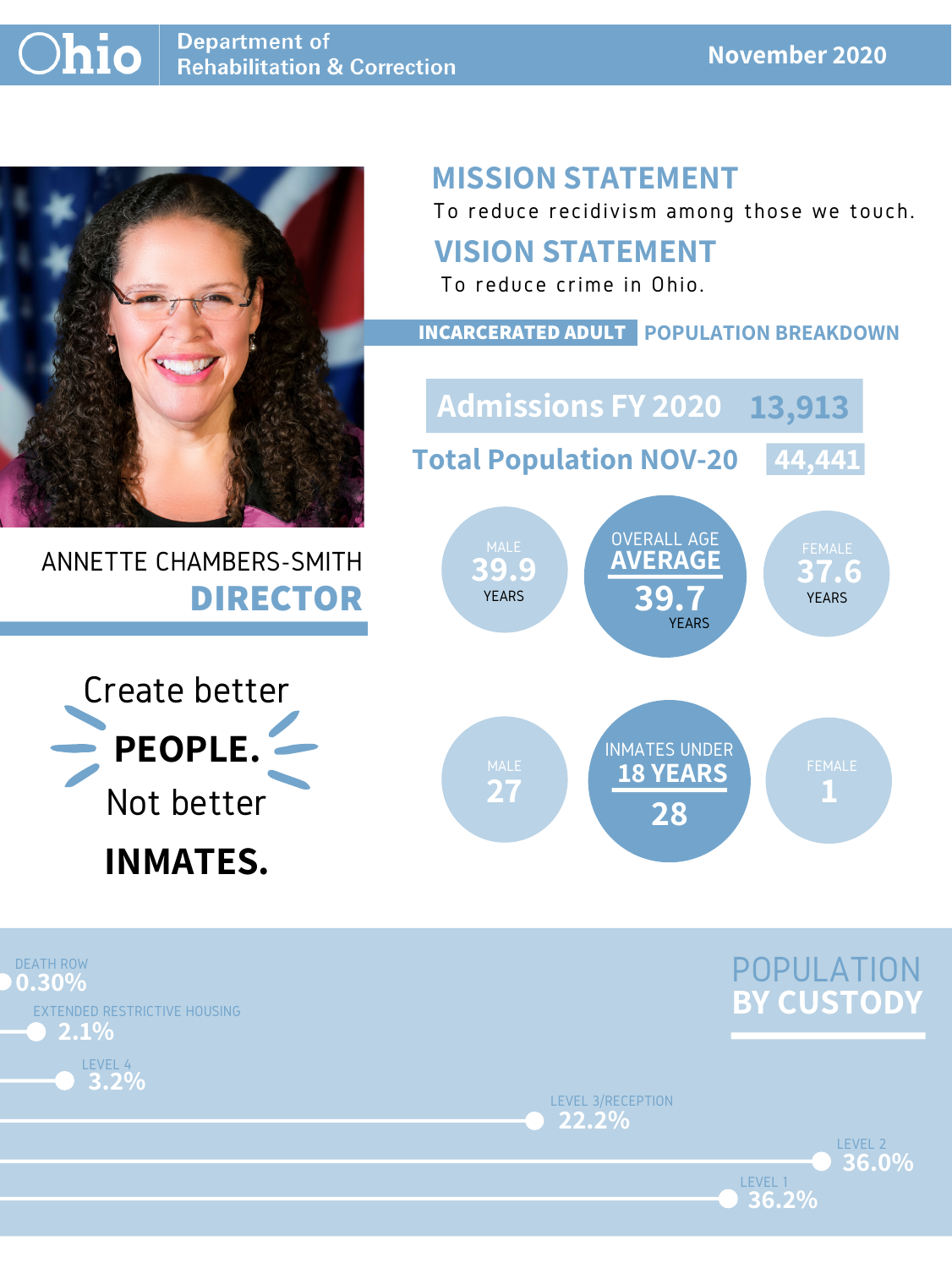# Ohio Department of Rehabilitation & Correction

**November 2020**

ANNETTE CHAMBERS-SMITH

**DIRECTOR**

Create better

**PEOPLE.**

Not better

**INMATES.**

## MISSION STATEMENT

To reduce recidivism among those we touch.

## VISION STATEMENT

To reduce crime in Ohio.

## INCARCERATED ADULT POPULATION BREAKDOWN

**Admissions FY 2020** 13,913

**Total Population NOV-20** 44,441

| MALE | OVERALL AGE AVERAGE | FEMALE |
|---|---|---|
| 39.9 YEARS | 39.7 YEARS | 37.6 YEARS |

| MALE | INMATES UNDER 18 YEARS | FEMALE |
|---|---|---|
| 27 | 28 | 1 |

## POPULATION BY CUSTODY

| Custody | Percentage |
|---|---|
| DEATH ROW | 0.30% |
| EXTENDED RESTRICTIVE HOUSING | 2.1% |
| LEVEL 4 | 3.2% |
| LEVEL 3/RECEPTION | 22.2% |
| LEVEL 2 | 36.0% |
| LEVEL 1 | 36.2% |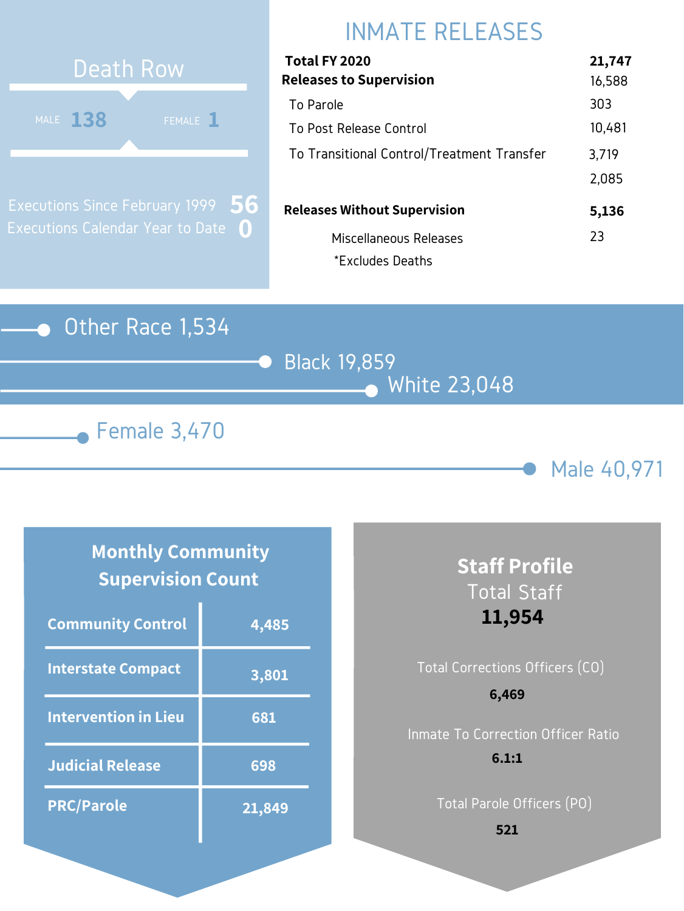## Death Row

MALE **138** FEMALE **1**

Executions Since February 1999 **56**

Executions Calendar Year to Date **0**

## INMATE RELEASES

| | |
|---|---|
| **Total FY 2020** | **21,747** |
| **Releases to Supervision** | 16,588 |
| To Parole | 303 |
| To Post Release Control | 10,481 |
| To Transitional Control/Treatment Transfer | 3,719 |
| | 2,085 |
| **Releases Without Supervision** | **5,136** |
| Miscellaneous Releases | 23 |
| *Excludes Deaths | |

Other Race 1,534

Black 19,859

White 23,048

Female 3,470

Male 40,971

## Monthly Community Supervision Count

| | |
|---|---|
| **Community Control** | **4,485** |
| **Interstate Compact** | **3,801** |
| **Intervention in Lieu** | **681** |
| **Judicial Release** | **698** |
| **PRC/Parole** | **21,849** |

## Staff Profile

Total Staff

**11,954**

Total Corrections Officers (CO)

**6,469**

Inmate To Correction Officer Ratio

**6.1:1**

Total Parole Officers (PO)

**521**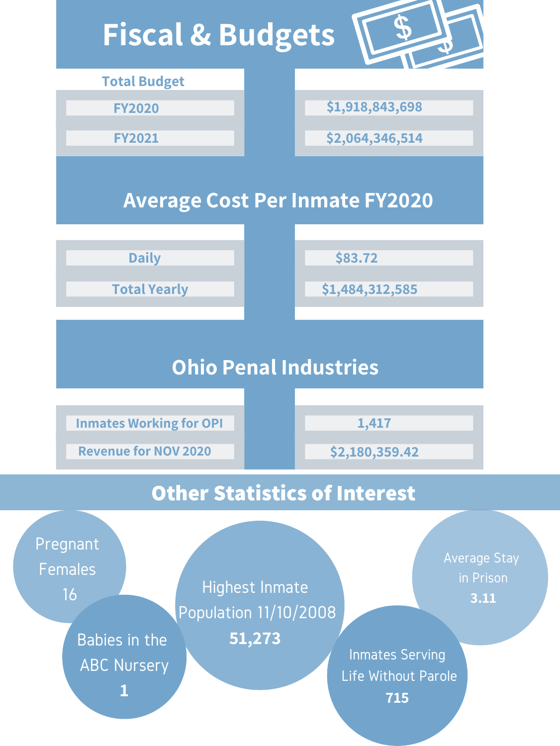# Fiscal & Budgets

## Total Budget

| | |
|---|---|
| FY2020 | $1,918,843,698 |
| FY2021 | $2,064,346,514 |

## Average Cost Per Inmate FY2020

| | |
|---|---|
| Daily | $83.72 |
| Total Yearly | $1,484,312,585 |

## Ohio Penal Industries

| | |
|---|---|
| Inmates Working for OPI | 1,417 |
| Revenue for NOV 2020 | $2,180,359.42 |

## Other Statistics of Interest

Pregnant Females
16

Babies in the ABC Nursery
**1**

Highest Inmate Population 11/10/2008
**51,273**

Inmates Serving Life Without Parole
**715**

Average Stay in Prison
**3.11**